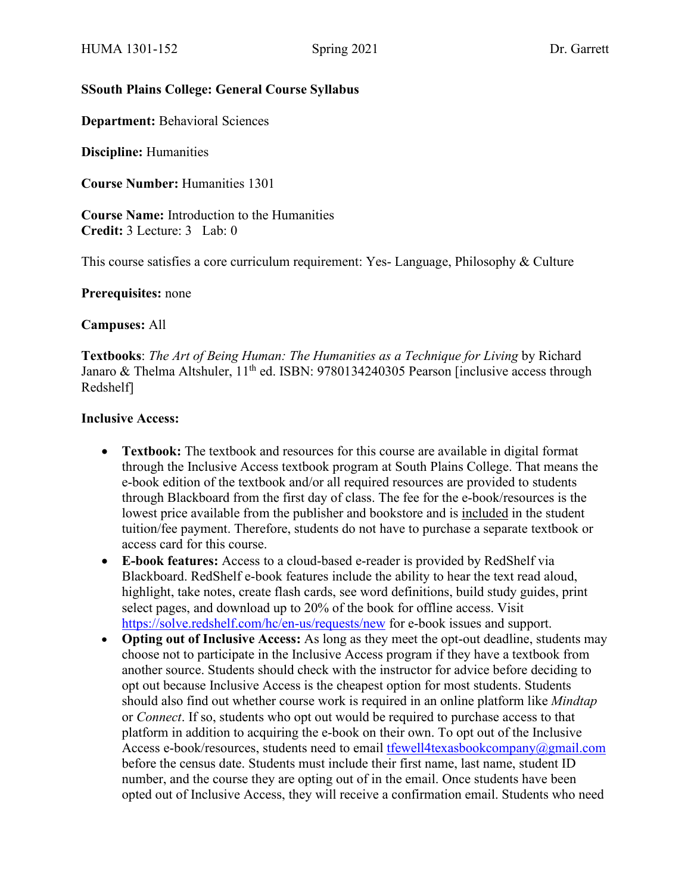**SSouth Plains College: General Course Syllabus**

**Department:** Behavioral Sciences

**Discipline:** Humanities

**Course Number:** Humanities 1301

**Course Name:** Introduction to the Humanities
**Credit:** 3 Lecture: 3 Lab: 0

This course satisfies a core curriculum requirement: Yes- Language, Philosophy & Culture

**Prerequisites:** none

**Campuses:** All

**Textbooks**: *The Art of Being Human: The Humanities as a Technique for Living* by Richard Janaro & Thelma Altshuler, 11th ed. ISBN: 9780134240305 Pearson [inclusive access through Redshelf]

**Inclusive Access:**

- **Textbook:** The textbook and resources for this course are available in digital format through the Inclusive Access textbook program at South Plains College. That means the e-book edition of the textbook and/or all required resources are provided to students through Blackboard from the first day of class. The fee for the e-book/resources is the lowest price available from the publisher and bookstore and is included in the student tuition/fee payment. Therefore, students do not have to purchase a separate textbook or access card for this course.
- **E-book features:** Access to a cloud-based e-reader is provided by RedShelf via Blackboard. RedShelf e-book features include the ability to hear the text read aloud, highlight, take notes, create flash cards, see word definitions, build study guides, print select pages, and download up to 20% of the book for offline access. Visit https://solve.redshelf.com/hc/en-us/requests/new for e-book issues and support.
- **Opting out of Inclusive Access:** As long as they meet the opt-out deadline, students may choose not to participate in the Inclusive Access program if they have a textbook from another source. Students should check with the instructor for advice before deciding to opt out because Inclusive Access is the cheapest option for most students. Students should also find out whether course work is required in an online platform like *Mindtap* or *Connect*. If so, students who opt out would be required to purchase access to that platform in addition to acquiring the e-book on their own. To opt out of the Inclusive Access e-book/resources, students need to email tfewell4texasbookcompany@gmail.com before the census date. Students must include their first name, last name, student ID number, and the course they are opting out of in the email. Once students have been opted out of Inclusive Access, they will receive a confirmation email. Students who need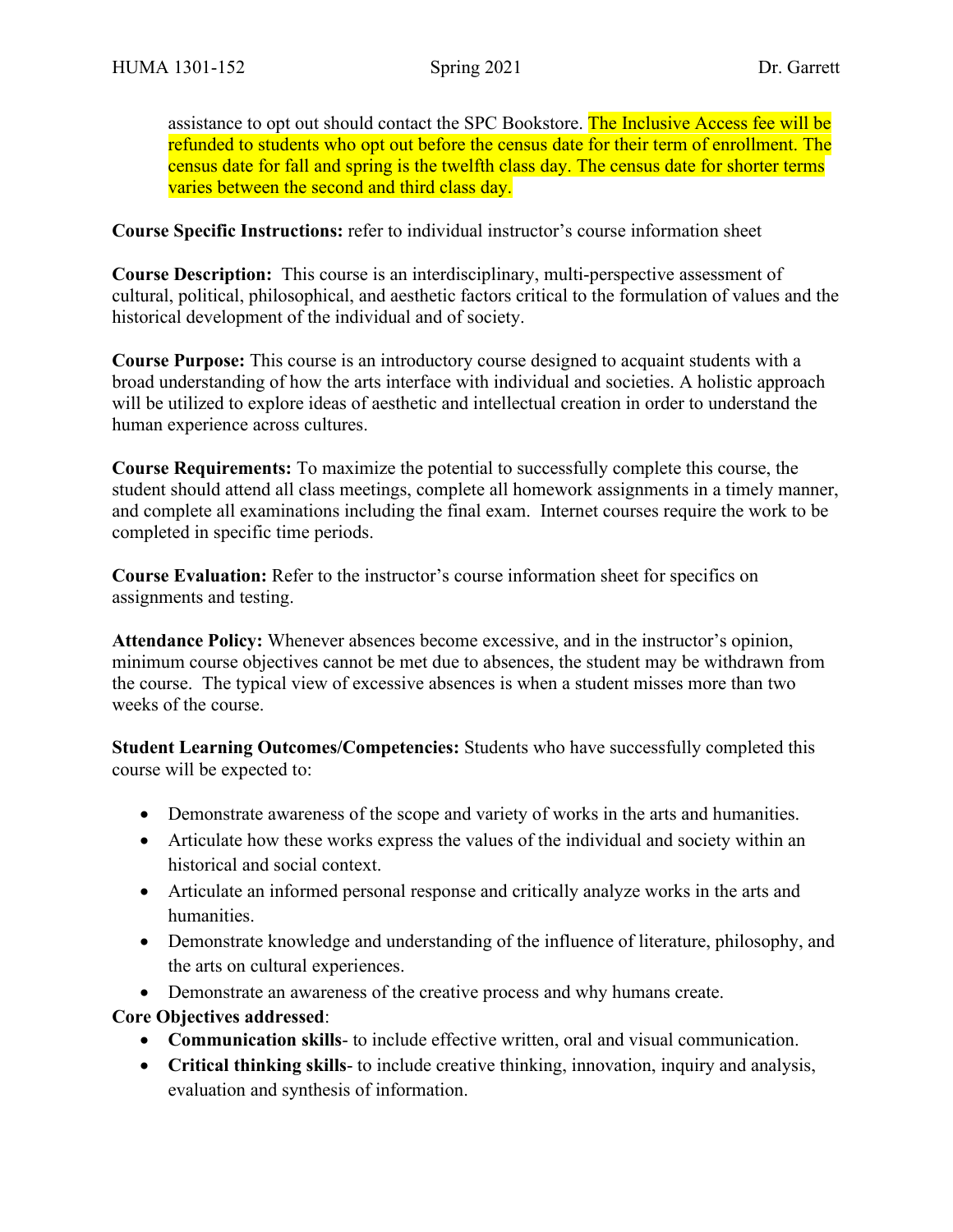assistance to opt out should contact the SPC Bookstore. The Inclusive Access fee will be refunded to students who opt out before the census date for their term of enrollment. The census date for fall and spring is the twelfth class day. The census date for shorter terms varies between the second and third class day.

**Course Specific Instructions:** refer to individual instructor's course information sheet

**Course Description:** This course is an interdisciplinary, multi-perspective assessment of cultural, political, philosophical, and aesthetic factors critical to the formulation of values and the historical development of the individual and of society.

**Course Purpose:** This course is an introductory course designed to acquaint students with a broad understanding of how the arts interface with individual and societies. A holistic approach will be utilized to explore ideas of aesthetic and intellectual creation in order to understand the human experience across cultures.

**Course Requirements:** To maximize the potential to successfully complete this course, the student should attend all class meetings, complete all homework assignments in a timely manner, and complete all examinations including the final exam. Internet courses require the work to be completed in specific time periods.

**Course Evaluation:** Refer to the instructor's course information sheet for specifics on assignments and testing.

**Attendance Policy:** Whenever absences become excessive, and in the instructor's opinion, minimum course objectives cannot be met due to absences, the student may be withdrawn from the course. The typical view of excessive absences is when a student misses more than two weeks of the course.

**Student Learning Outcomes/Competencies:** Students who have successfully completed this course will be expected to:

- Demonstrate awareness of the scope and variety of works in the arts and humanities.
- Articulate how these works express the values of the individual and society within an historical and social context.
- Articulate an informed personal response and critically analyze works in the arts and humanities.
- Demonstrate knowledge and understanding of the influence of literature, philosophy, and the arts on cultural experiences.
- Demonstrate an awareness of the creative process and why humans create.

**Core Objectives addressed**:

- **Communication skills**- to include effective written, oral and visual communication.
- **Critical thinking skills**- to include creative thinking, innovation, inquiry and analysis, evaluation and synthesis of information.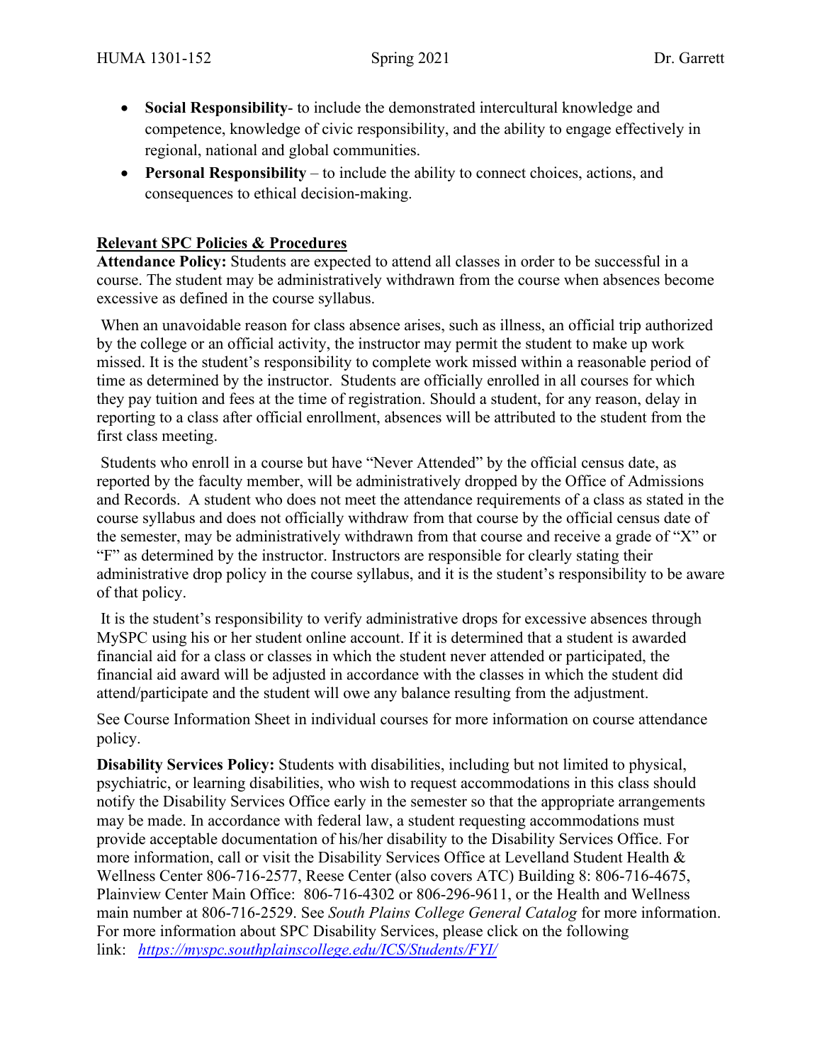- **Social Responsibility**- to include the demonstrated intercultural knowledge and competence, knowledge of civic responsibility, and the ability to engage effectively in regional, national and global communities.
- **Personal Responsibility** – to include the ability to connect choices, actions, and consequences to ethical decision-making.

## Relevant SPC Policies & Procedures

**Attendance Policy:** Students are expected to attend all classes in order to be successful in a course. The student may be administratively withdrawn from the course when absences become excessive as defined in the course syllabus.

When an unavoidable reason for class absence arises, such as illness, an official trip authorized by the college or an official activity, the instructor may permit the student to make up work missed. It is the student's responsibility to complete work missed within a reasonable period of time as determined by the instructor. Students are officially enrolled in all courses for which they pay tuition and fees at the time of registration. Should a student, for any reason, delay in reporting to a class after official enrollment, absences will be attributed to the student from the first class meeting.

Students who enroll in a course but have "Never Attended" by the official census date, as reported by the faculty member, will be administratively dropped by the Office of Admissions and Records. A student who does not meet the attendance requirements of a class as stated in the course syllabus and does not officially withdraw from that course by the official census date of the semester, may be administratively withdrawn from that course and receive a grade of "X" or "F" as determined by the instructor. Instructors are responsible for clearly stating their administrative drop policy in the course syllabus, and it is the student's responsibility to be aware of that policy.

It is the student's responsibility to verify administrative drops for excessive absences through MySPC using his or her student online account. If it is determined that a student is awarded financial aid for a class or classes in which the student never attended or participated, the financial aid award will be adjusted in accordance with the classes in which the student did attend/participate and the student will owe any balance resulting from the adjustment.

See Course Information Sheet in individual courses for more information on course attendance policy.

**Disability Services Policy:** Students with disabilities, including but not limited to physical, psychiatric, or learning disabilities, who wish to request accommodations in this class should notify the Disability Services Office early in the semester so that the appropriate arrangements may be made. In accordance with federal law, a student requesting accommodations must provide acceptable documentation of his/her disability to the Disability Services Office. For more information, call or visit the Disability Services Office at Levelland Student Health & Wellness Center 806-716-2577, Reese Center (also covers ATC) Building 8: 806-716-4675, Plainview Center Main Office: 806-716-4302 or 806-296-9611, or the Health and Wellness main number at 806-716-2529. See *South Plains College General Catalog* for more information. For more information about SPC Disability Services, please click on the following link: *https://myspc.southplainscollege.edu/ICS/Students/FYI/*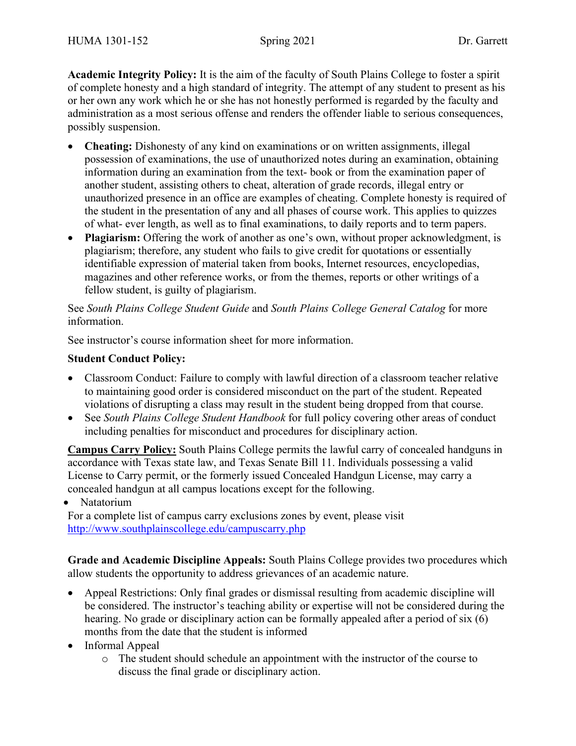**Academic Integrity Policy:** It is the aim of the faculty of South Plains College to foster a spirit of complete honesty and a high standard of integrity. The attempt of any student to present as his or her own any work which he or she has not honestly performed is regarded by the faculty and administration as a most serious offense and renders the offender liable to serious consequences, possibly suspension.

- **Cheating:** Dishonesty of any kind on examinations or on written assignments, illegal possession of examinations, the use of unauthorized notes during an examination, obtaining information during an examination from the text- book or from the examination paper of another student, assisting others to cheat, alteration of grade records, illegal entry or unauthorized presence in an office are examples of cheating. Complete honesty is required of the student in the presentation of any and all phases of course work. This applies to quizzes of what- ever length, as well as to final examinations, to daily reports and to term papers.
- **Plagiarism:** Offering the work of another as one's own, without proper acknowledgment, is plagiarism; therefore, any student who fails to give credit for quotations or essentially identifiable expression of material taken from books, Internet resources, encyclopedias, magazines and other reference works, or from the themes, reports or other writings of a fellow student, is guilty of plagiarism.

See *South Plains College Student Guide* and *South Plains College General Catalog* for more information.

See instructor's course information sheet for more information.

**Student Conduct Policy:**

- Classroom Conduct: Failure to comply with lawful direction of a classroom teacher relative to maintaining good order is considered misconduct on the part of the student. Repeated violations of disrupting a class may result in the student being dropped from that course.
- See *South Plains College Student Handbook* for full policy covering other areas of conduct including penalties for misconduct and procedures for disciplinary action.

**Campus Carry Policy:** South Plains College permits the lawful carry of concealed handguns in accordance with Texas state law, and Texas Senate Bill 11. Individuals possessing a valid License to Carry permit, or the formerly issued Concealed Handgun License, may carry a concealed handgun at all campus locations except for the following.

- Natatorium

For a complete list of campus carry exclusions zones by event, please visit http://www.southplainscollege.edu/campuscarry.php

**Grade and Academic Discipline Appeals:** South Plains College provides two procedures which allow students the opportunity to address grievances of an academic nature.

- Appeal Restrictions: Only final grades or dismissal resulting from academic discipline will be considered. The instructor's teaching ability or expertise will not be considered during the hearing. No grade or disciplinary action can be formally appealed after a period of six (6) months from the date that the student is informed
- Informal Appeal
  - The student should schedule an appointment with the instructor of the course to discuss the final grade or disciplinary action.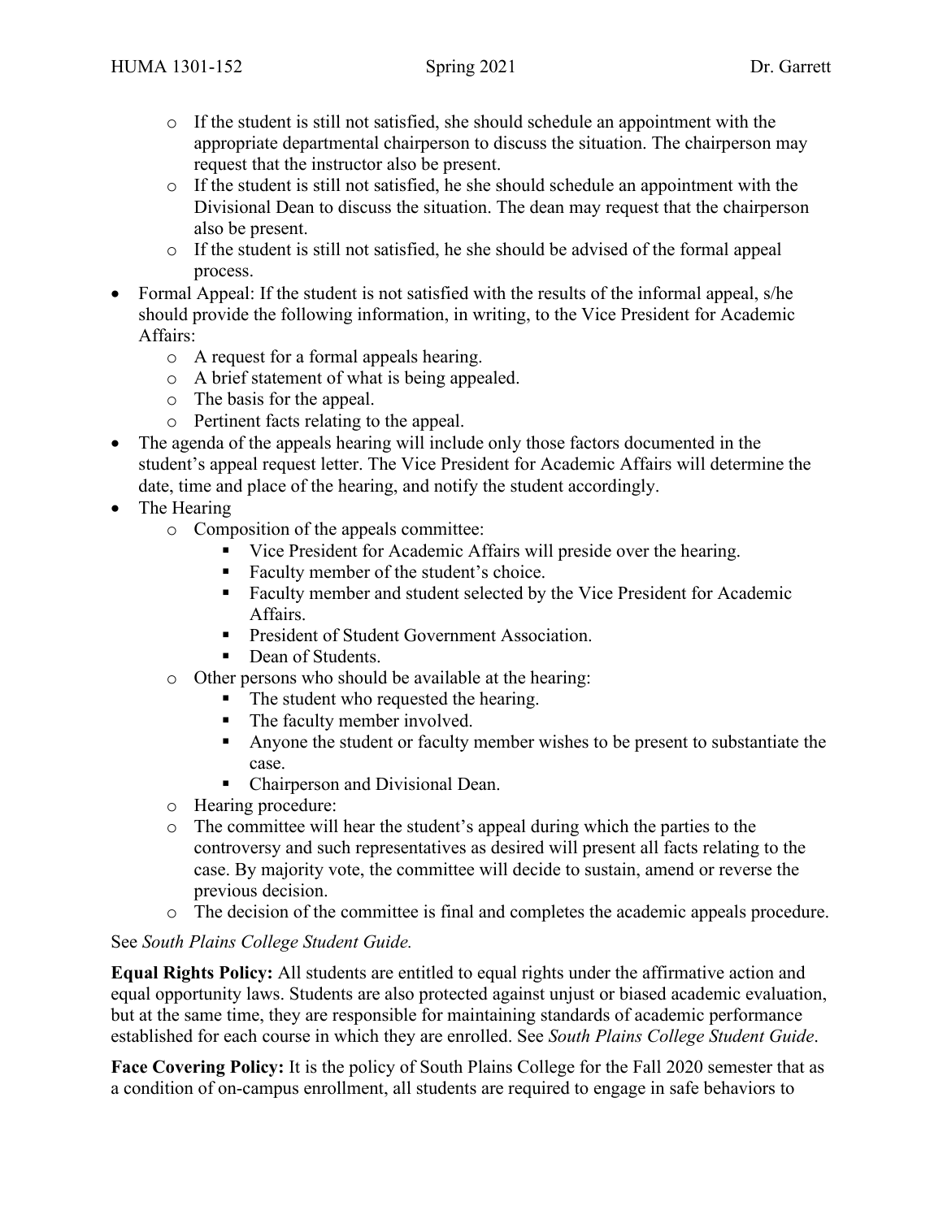- If the student is still not satisfied, she should schedule an appointment with the appropriate departmental chairperson to discuss the situation. The chairperson may request that the instructor also be present.
  - If the student is still not satisfied, he she should schedule an appointment with the Divisional Dean to discuss the situation. The dean may request that the chairperson also be present.
  - If the student is still not satisfied, he she should be advised of the formal appeal process.
- Formal Appeal: If the student is not satisfied with the results of the informal appeal, s/he should provide the following information, in writing, to the Vice President for Academic Affairs:
  - A request for a formal appeals hearing.
  - A brief statement of what is being appealed.
  - The basis for the appeal.
  - Pertinent facts relating to the appeal.
- The agenda of the appeals hearing will include only those factors documented in the student's appeal request letter. The Vice President for Academic Affairs will determine the date, time and place of the hearing, and notify the student accordingly.
- The Hearing
  - Composition of the appeals committee:
    - Vice President for Academic Affairs will preside over the hearing.
    - Faculty member of the student's choice.
    - Faculty member and student selected by the Vice President for Academic Affairs.
    - President of Student Government Association.
    - Dean of Students.
  - Other persons who should be available at the hearing:
    - The student who requested the hearing.
    - The faculty member involved.
    - Anyone the student or faculty member wishes to be present to substantiate the case.
    - Chairperson and Divisional Dean.
  - Hearing procedure:
  - The committee will hear the student's appeal during which the parties to the controversy and such representatives as desired will present all facts relating to the case. By majority vote, the committee will decide to sustain, amend or reverse the previous decision.
  - The decision of the committee is final and completes the academic appeals procedure.

See *South Plains College Student Guide.*

**Equal Rights Policy:** All students are entitled to equal rights under the affirmative action and equal opportunity laws. Students are also protected against unjust or biased academic evaluation, but at the same time, they are responsible for maintaining standards of academic performance established for each course in which they are enrolled. See *South Plains College Student Guide*.

**Face Covering Policy:** It is the policy of South Plains College for the Fall 2020 semester that as a condition of on-campus enrollment, all students are required to engage in safe behaviors to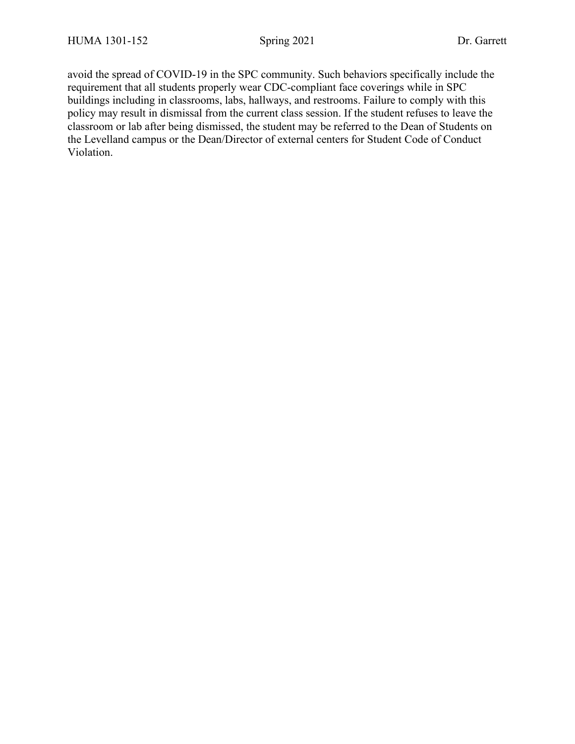avoid the spread of COVID-19 in the SPC community. Such behaviors specifically include the requirement that all students properly wear CDC-compliant face coverings while in SPC buildings including in classrooms, labs, hallways, and restrooms. Failure to comply with this policy may result in dismissal from the current class session. If the student refuses to leave the classroom or lab after being dismissed, the student may be referred to the Dean of Students on the Levelland campus or the Dean/Director of external centers for Student Code of Conduct Violation.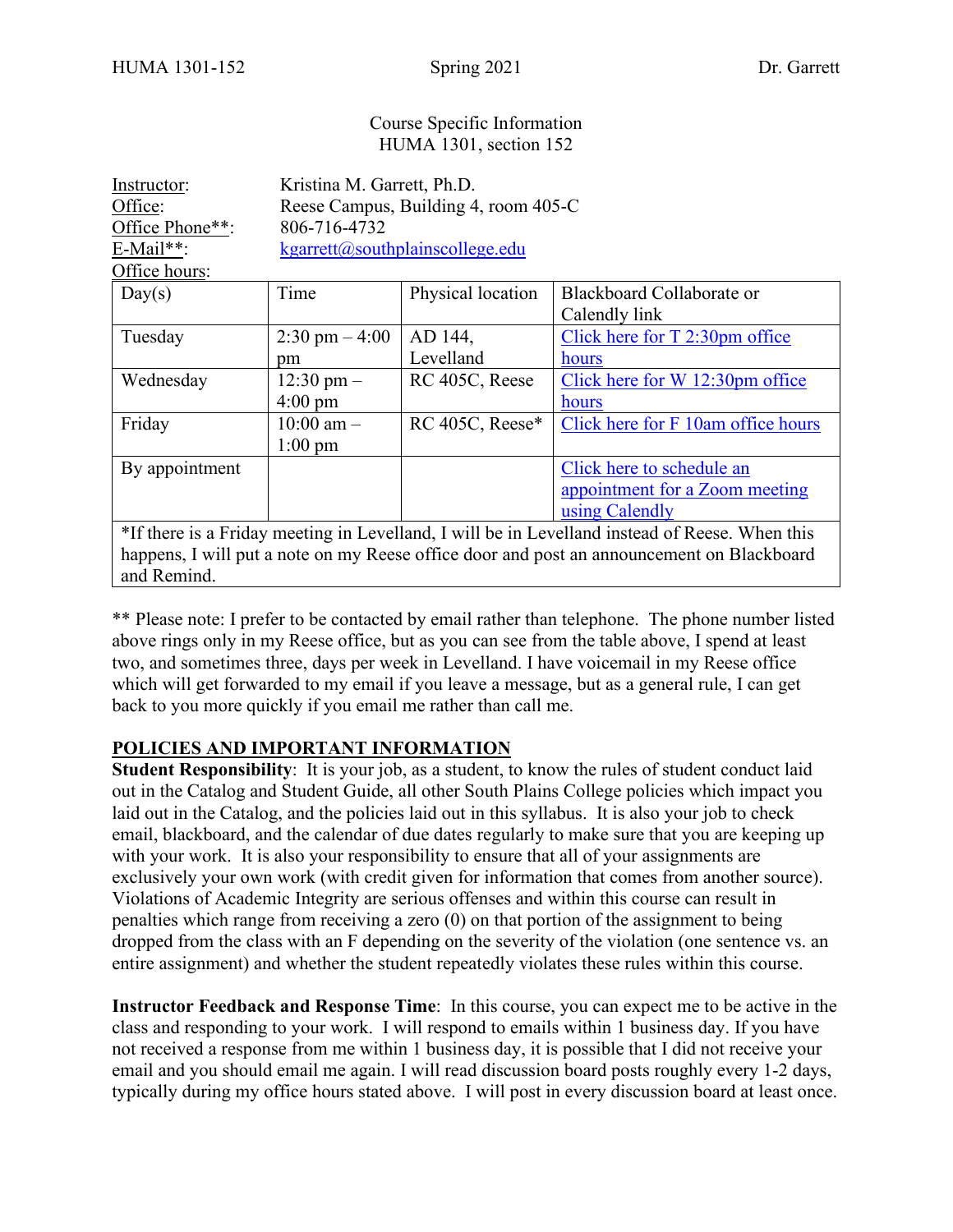Course Specific Information
HUMA 1301, section 152

Instructor: Kristina M. Garrett, Ph.D.
Office: Reese Campus, Building 4, room 405-C
Office Phone**: 806-716-4732
E-Mail**: kgarrett@southplainscollege.edu
Office hours:

| Day(s) | Time | Physical location | Blackboard Collaborate or Calendly link |
|---|---|---|---|
| Tuesday | 2:30 pm – 4:00 pm | AD 144, Levelland | Click here for T 2:30pm office hours |
| Wednesday | 12:30 pm – 4:00 pm | RC 405C, Reese | Click here for W 12:30pm office hours |
| Friday | 10:00 am – 1:00 pm | RC 405C, Reese* | Click here for F 10am office hours |
| By appointment | | | Click here to schedule an appointment for a Zoom meeting using Calendly |
| *If there is a Friday meeting in Levelland, I will be in Levelland instead of Reese. When this happens, I will put a note on my Reese office door and post an announcement on Blackboard and Remind. | | | |

** Please note: I prefer to be contacted by email rather than telephone. The phone number listed above rings only in my Reese office, but as you can see from the table above, I spend at least two, and sometimes three, days per week in Levelland. I have voicemail in my Reese office which will get forwarded to my email if you leave a message, but as a general rule, I can get back to you more quickly if you email me rather than call me.

## POLICIES AND IMPORTANT INFORMATION

**Student Responsibility**: It is your job, as a student, to know the rules of student conduct laid out in the Catalog and Student Guide, all other South Plains College policies which impact you laid out in the Catalog, and the policies laid out in this syllabus. It is also your job to check email, blackboard, and the calendar of due dates regularly to make sure that you are keeping up with your work. It is also your responsibility to ensure that all of your assignments are exclusively your own work (with credit given for information that comes from another source). Violations of Academic Integrity are serious offenses and within this course can result in penalties which range from receiving a zero (0) on that portion of the assignment to being dropped from the class with an F depending on the severity of the violation (one sentence vs. an entire assignment) and whether the student repeatedly violates these rules within this course.

**Instructor Feedback and Response Time**: In this course, you can expect me to be active in the class and responding to your work. I will respond to emails within 1 business day. If you have not received a response from me within 1 business day, it is possible that I did not receive your email and you should email me again. I will read discussion board posts roughly every 1-2 days, typically during my office hours stated above. I will post in every discussion board at least once.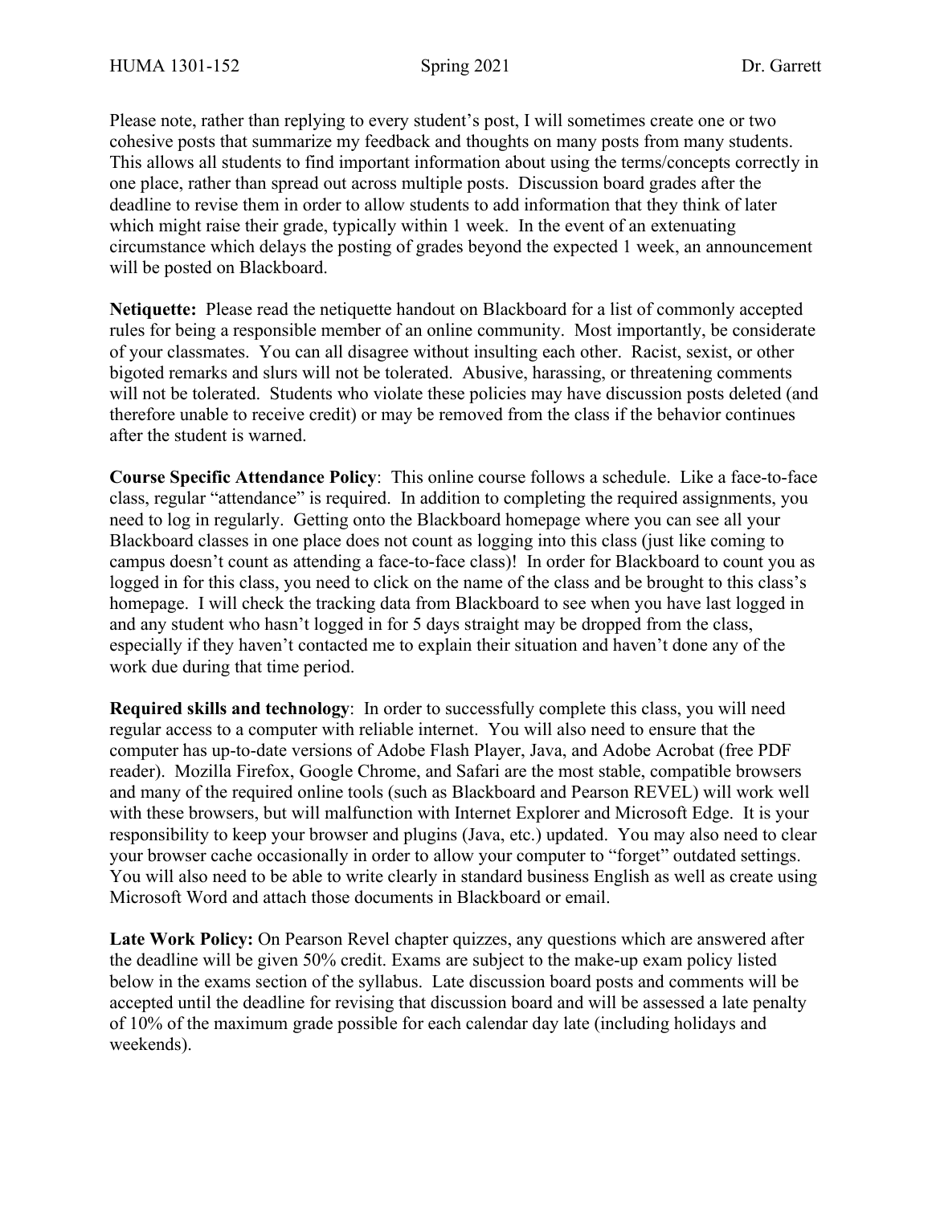Please note, rather than replying to every student's post, I will sometimes create one or two cohesive posts that summarize my feedback and thoughts on many posts from many students. This allows all students to find important information about using the terms/concepts correctly in one place, rather than spread out across multiple posts. Discussion board grades after the deadline to revise them in order to allow students to add information that they think of later which might raise their grade, typically within 1 week. In the event of an extenuating circumstance which delays the posting of grades beyond the expected 1 week, an announcement will be posted on Blackboard.

**Netiquette:** Please read the netiquette handout on Blackboard for a list of commonly accepted rules for being a responsible member of an online community. Most importantly, be considerate of your classmates. You can all disagree without insulting each other. Racist, sexist, or other bigoted remarks and slurs will not be tolerated. Abusive, harassing, or threatening comments will not be tolerated. Students who violate these policies may have discussion posts deleted (and therefore unable to receive credit) or may be removed from the class if the behavior continues after the student is warned.

**Course Specific Attendance Policy**: This online course follows a schedule. Like a face-to-face class, regular "attendance" is required. In addition to completing the required assignments, you need to log in regularly. Getting onto the Blackboard homepage where you can see all your Blackboard classes in one place does not count as logging into this class (just like coming to campus doesn't count as attending a face-to-face class)! In order for Blackboard to count you as logged in for this class, you need to click on the name of the class and be brought to this class's homepage. I will check the tracking data from Blackboard to see when you have last logged in and any student who hasn't logged in for 5 days straight may be dropped from the class, especially if they haven't contacted me to explain their situation and haven't done any of the work due during that time period.

**Required skills and technology**: In order to successfully complete this class, you will need regular access to a computer with reliable internet. You will also need to ensure that the computer has up-to-date versions of Adobe Flash Player, Java, and Adobe Acrobat (free PDF reader). Mozilla Firefox, Google Chrome, and Safari are the most stable, compatible browsers and many of the required online tools (such as Blackboard and Pearson REVEL) will work well with these browsers, but will malfunction with Internet Explorer and Microsoft Edge. It is your responsibility to keep your browser and plugins (Java, etc.) updated. You may also need to clear your browser cache occasionally in order to allow your computer to "forget" outdated settings. You will also need to be able to write clearly in standard business English as well as create using Microsoft Word and attach those documents in Blackboard or email.

**Late Work Policy:** On Pearson Revel chapter quizzes, any questions which are answered after the deadline will be given 50% credit. Exams are subject to the make-up exam policy listed below in the exams section of the syllabus. Late discussion board posts and comments will be accepted until the deadline for revising that discussion board and will be assessed a late penalty of 10% of the maximum grade possible for each calendar day late (including holidays and weekends).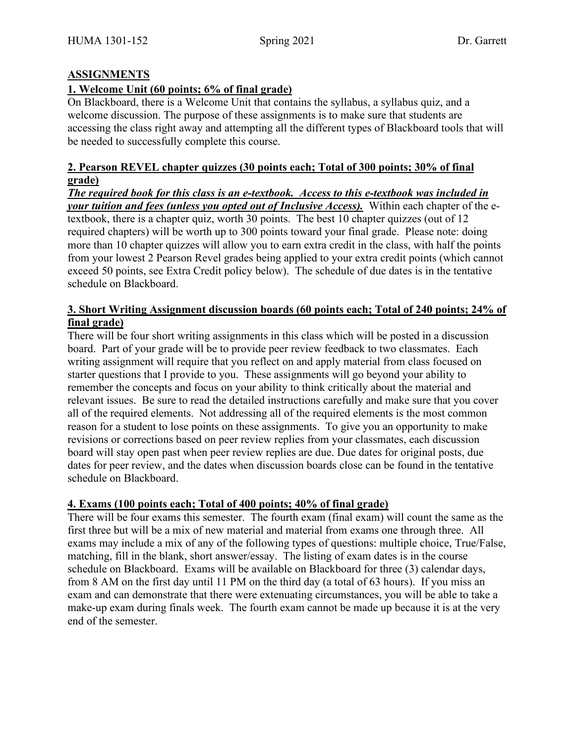## ASSIGNMENTS

### 1. Welcome Unit (60 points; 6% of final grade)

On Blackboard, there is a Welcome Unit that contains the syllabus, a syllabus quiz, and a welcome discussion. The purpose of these assignments is to make sure that students are accessing the class right away and attempting all the different types of Blackboard tools that will be needed to successfully complete this course.

### 2. Pearson REVEL chapter quizzes (30 points each; Total of 300 points; 30% of final grade)

***The required book for this class is an e-textbook. Access to this e-textbook was included in your tuition and fees (unless you opted out of Inclusive Access).*** Within each chapter of the e-textbook, there is a chapter quiz, worth 30 points. The best 10 chapter quizzes (out of 12 required chapters) will be worth up to 300 points toward your final grade. Please note: doing more than 10 chapter quizzes will allow you to earn extra credit in the class, with half the points from your lowest 2 Pearson Revel grades being applied to your extra credit points (which cannot exceed 50 points, see Extra Credit policy below). The schedule of due dates is in the tentative schedule on Blackboard.

### 3. Short Writing Assignment discussion boards (60 points each; Total of 240 points; 24% of final grade)

There will be four short writing assignments in this class which will be posted in a discussion board. Part of your grade will be to provide peer review feedback to two classmates. Each writing assignment will require that you reflect on and apply material from class focused on starter questions that I provide to you. These assignments will go beyond your ability to remember the concepts and focus on your ability to think critically about the material and relevant issues. Be sure to read the detailed instructions carefully and make sure that you cover all of the required elements. Not addressing all of the required elements is the most common reason for a student to lose points on these assignments. To give you an opportunity to make revisions or corrections based on peer review replies from your classmates, each discussion board will stay open past when peer review replies are due. Due dates for original posts, due dates for peer review, and the dates when discussion boards close can be found in the tentative schedule on Blackboard.

### 4. Exams (100 points each; Total of 400 points; 40% of final grade)

There will be four exams this semester. The fourth exam (final exam) will count the same as the first three but will be a mix of new material and material from exams one through three. All exams may include a mix of any of the following types of questions: multiple choice, True/False, matching, fill in the blank, short answer/essay. The listing of exam dates is in the course schedule on Blackboard. Exams will be available on Blackboard for three (3) calendar days, from 8 AM on the first day until 11 PM on the third day (a total of 63 hours). If you miss an exam and can demonstrate that there were extenuating circumstances, you will be able to take a make-up exam during finals week. The fourth exam cannot be made up because it is at the very end of the semester.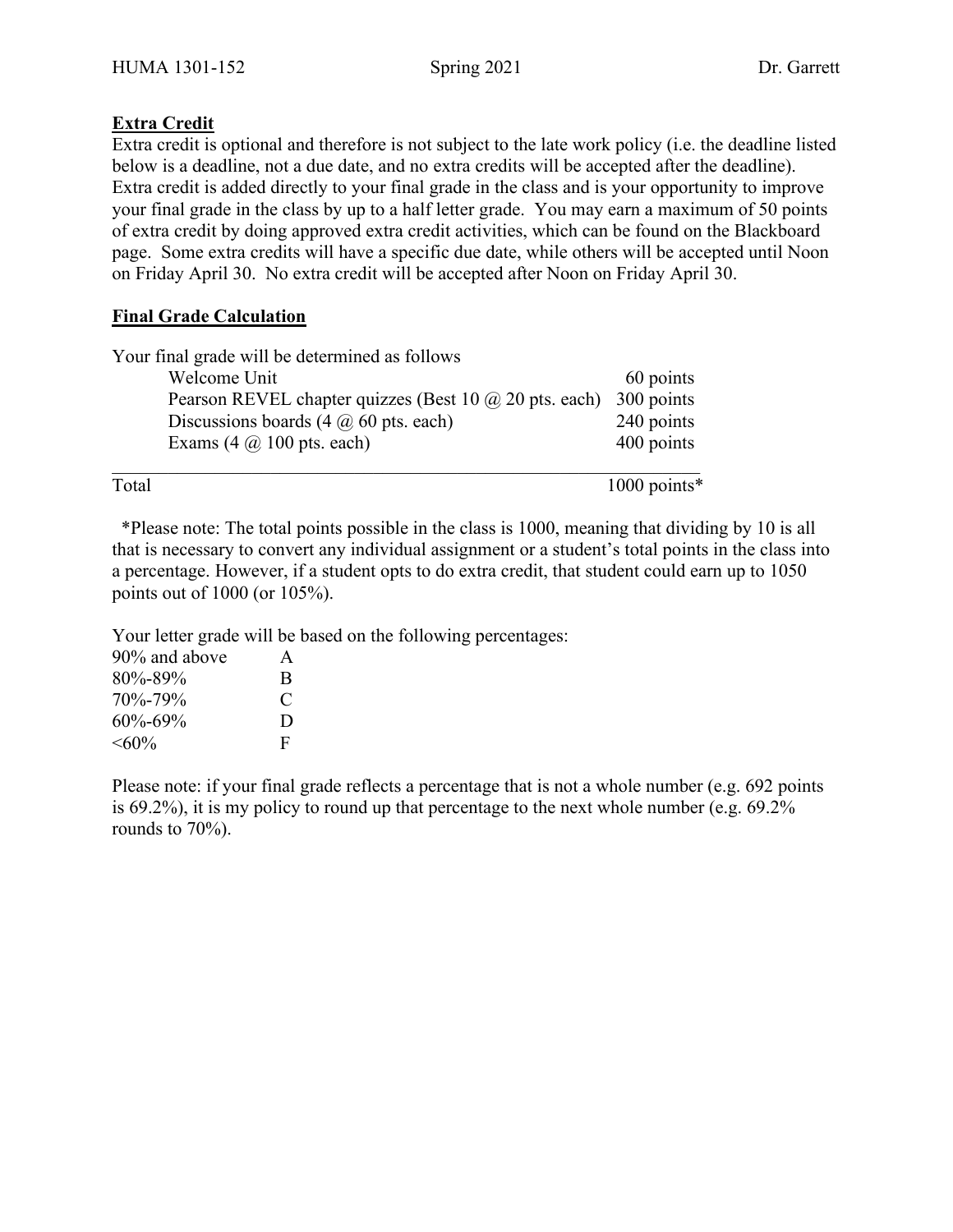## Extra Credit

Extra credit is optional and therefore is not subject to the late work policy (i.e. the deadline listed below is a deadline, not a due date, and no extra credits will be accepted after the deadline). Extra credit is added directly to your final grade in the class and is your opportunity to improve your final grade in the class by up to a half letter grade. You may earn a maximum of 50 points of extra credit by doing approved extra credit activities, which can be found on the Blackboard page. Some extra credits will have a specific due date, while others will be accepted until Noon on Friday April 30. No extra credit will be accepted after Noon on Friday April 30.

## Final Grade Calculation

Your final grade will be determined as follows

| | |
|---|---|
| Welcome Unit | 60 points |
| Pearson REVEL chapter quizzes (Best 10 @ 20 pts. each) | 300 points |
| Discussions boards (4 @ 60 pts. each) | 240 points |
| Exams (4 @ 100 pts. each) | 400 points |
| Total | 1000 points* |

*Please note: The total points possible in the class is 1000, meaning that dividing by 10 is all that is necessary to convert any individual assignment or a student's total points in the class into a percentage. However, if a student opts to do extra credit, that student could earn up to 1050 points out of 1000 (or 105%).

Your letter grade will be based on the following percentages:

| | |
|---|---|
| 90% and above | A |
| 80%-89% | B |
| 70%-79% | C |
| 60%-69% | D |
| <60% | F |

Please note: if your final grade reflects a percentage that is not a whole number (e.g. 692 points is 69.2%), it is my policy to round up that percentage to the next whole number (e.g. 69.2% rounds to 70%).